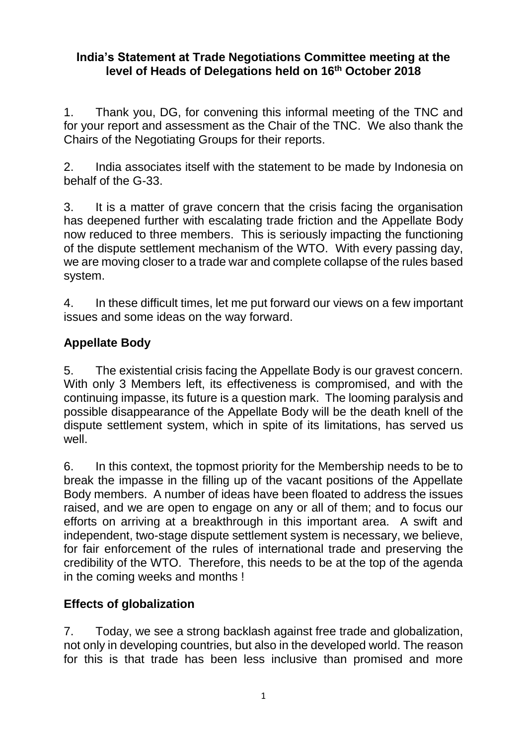**India's Statement at Trade Negotiations Committee meeting at the level of Heads of Delegations held on 16th October 2018**

1. Thank you, DG, for convening this informal meeting of the TNC and for your report and assessment as the Chair of the TNC. We also thank the Chairs of the Negotiating Groups for their reports.

2. India associates itself with the statement to be made by Indonesia on behalf of the G-33.

3. It is a matter of grave concern that the crisis facing the organisation has deepened further with escalating trade friction and the Appellate Body now reduced to three members. This is seriously impacting the functioning of the dispute settlement mechanism of the WTO. With every passing day, we are moving closer to a trade war and complete collapse of the rules based system.

4. In these difficult times, let me put forward our views on a few important issues and some ideas on the way forward.

**Appellate Body**

5. The existential crisis facing the Appellate Body is our gravest concern. With only 3 Members left, its effectiveness is compromised, and with the continuing impasse, its future is a question mark. The looming paralysis and possible disappearance of the Appellate Body will be the death knell of the dispute settlement system, which in spite of its limitations, has served us well.

6. In this context, the topmost priority for the Membership needs to be to break the impasse in the filling up of the vacant positions of the Appellate Body members. A number of ideas have been floated to address the issues raised, and we are open to engage on any or all of them; and to focus our efforts on arriving at a breakthrough in this important area. A swift and independent, two-stage dispute settlement system is necessary, we believe, for fair enforcement of the rules of international trade and preserving the credibility of the WTO. Therefore, this needs to be at the top of the agenda in the coming weeks and months !

**Effects of globalization**

7. Today, we see a strong backlash against free trade and globalization, not only in developing countries, but also in the developed world. The reason for this is that trade has been less inclusive than promised and more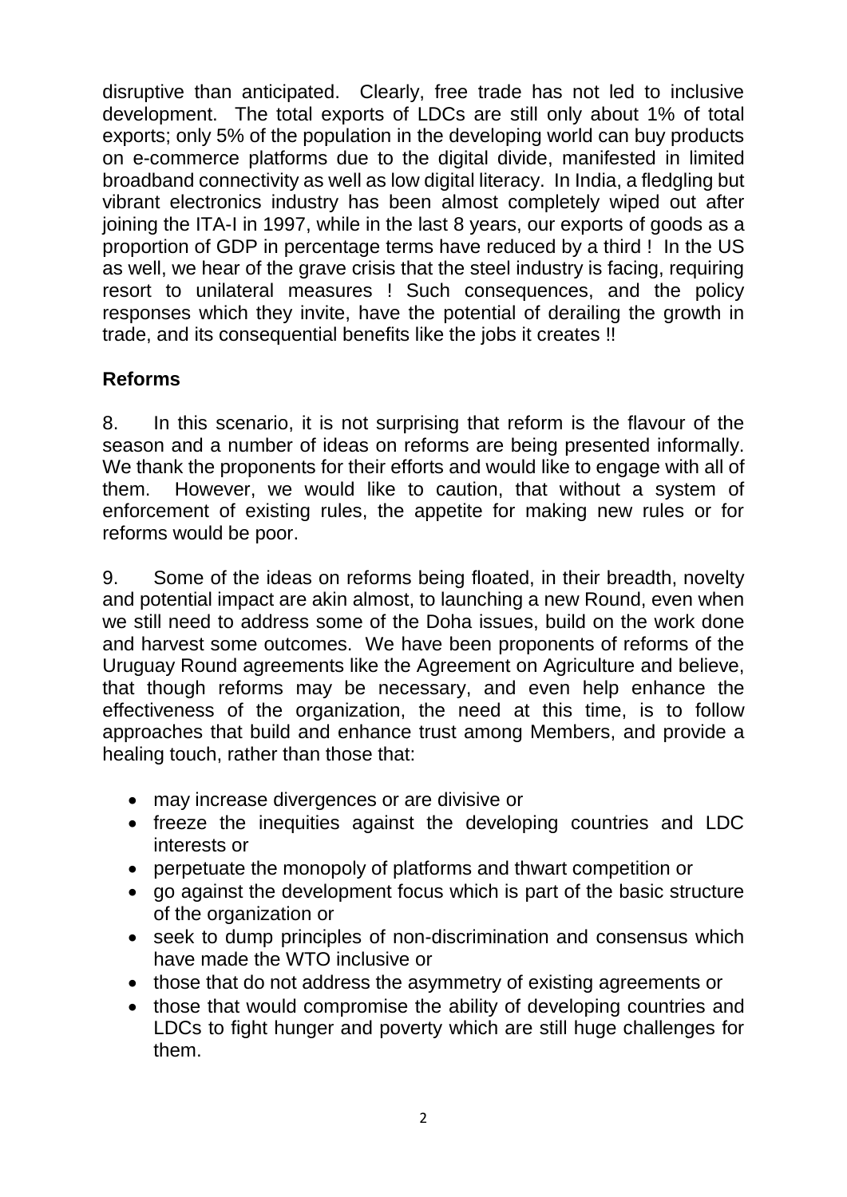disruptive than anticipated. Clearly, free trade has not led to inclusive development. The total exports of LDCs are still only about 1% of total exports; only 5% of the population in the developing world can buy products on e-commerce platforms due to the digital divide, manifested in limited broadband connectivity as well as low digital literacy. In India, a fledgling but vibrant electronics industry has been almost completely wiped out after joining the ITA-I in 1997, while in the last 8 years, our exports of goods as a proportion of GDP in percentage terms have reduced by a third ! In the US as well, we hear of the grave crisis that the steel industry is facing, requiring resort to unilateral measures ! Such consequences, and the policy responses which they invite, have the potential of derailing the growth in trade, and its consequential benefits like the jobs it creates !!

## Reforms

8. In this scenario, it is not surprising that reform is the flavour of the season and a number of ideas on reforms are being presented informally. We thank the proponents for their efforts and would like to engage with all of them. However, we would like to caution, that without a system of enforcement of existing rules, the appetite for making new rules or for reforms would be poor.

9. Some of the ideas on reforms being floated, in their breadth, novelty and potential impact are akin almost, to launching a new Round, even when we still need to address some of the Doha issues, build on the work done and harvest some outcomes. We have been proponents of reforms of the Uruguay Round agreements like the Agreement on Agriculture and believe, that though reforms may be necessary, and even help enhance the effectiveness of the organization, the need at this time, is to follow approaches that build and enhance trust among Members, and provide a healing touch, rather than those that:

- may increase divergences or are divisive or
- freeze the inequities against the developing countries and LDC interests or
- perpetuate the monopoly of platforms and thwart competition or
- go against the development focus which is part of the basic structure of the organization or
- seek to dump principles of non-discrimination and consensus which have made the WTO inclusive or
- those that do not address the asymmetry of existing agreements or
- those that would compromise the ability of developing countries and LDCs to fight hunger and poverty which are still huge challenges for them.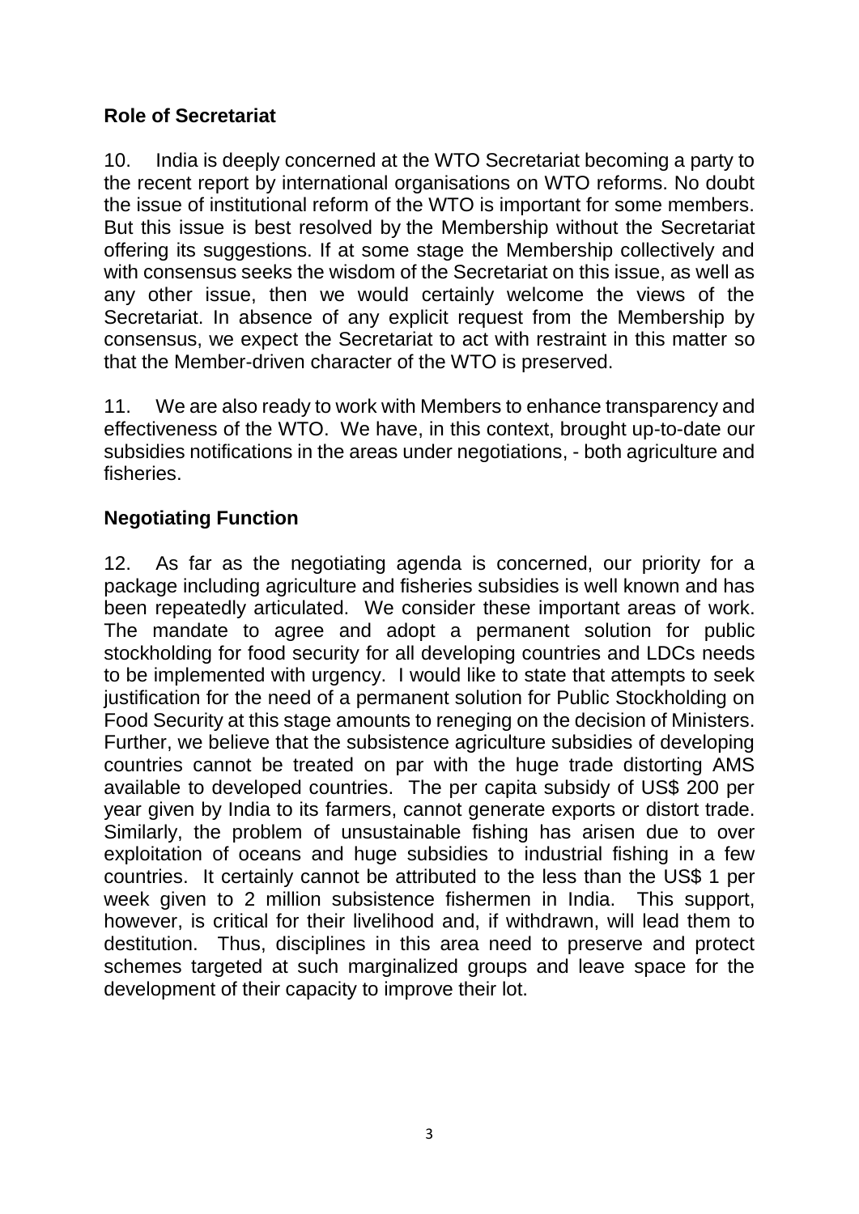## Role of Secretariat

10. India is deeply concerned at the WTO Secretariat becoming a party to the recent report by international organisations on WTO reforms. No doubt the issue of institutional reform of the WTO is important for some members. But this issue is best resolved by the Membership without the Secretariat offering its suggestions. If at some stage the Membership collectively and with consensus seeks the wisdom of the Secretariat on this issue, as well as any other issue, then we would certainly welcome the views of the Secretariat. In absence of any explicit request from the Membership by consensus, we expect the Secretariat to act with restraint in this matter so that the Member-driven character of the WTO is preserved.

11. We are also ready to work with Members to enhance transparency and effectiveness of the WTO. We have, in this context, brought up-to-date our subsidies notifications in the areas under negotiations, - both agriculture and fisheries.

## Negotiating Function

12. As far as the negotiating agenda is concerned, our priority for a package including agriculture and fisheries subsidies is well known and has been repeatedly articulated. We consider these important areas of work. The mandate to agree and adopt a permanent solution for public stockholding for food security for all developing countries and LDCs needs to be implemented with urgency. I would like to state that attempts to seek justification for the need of a permanent solution for Public Stockholding on Food Security at this stage amounts to reneging on the decision of Ministers. Further, we believe that the subsistence agriculture subsidies of developing countries cannot be treated on par with the huge trade distorting AMS available to developed countries. The per capita subsidy of US$ 200 per year given by India to its farmers, cannot generate exports or distort trade. Similarly, the problem of unsustainable fishing has arisen due to over exploitation of oceans and huge subsidies to industrial fishing in a few countries. It certainly cannot be attributed to the less than the US$ 1 per week given to 2 million subsistence fishermen in India. This support, however, is critical for their livelihood and, if withdrawn, will lead them to destitution. Thus, disciplines in this area need to preserve and protect schemes targeted at such marginalized groups and leave space for the development of their capacity to improve their lot.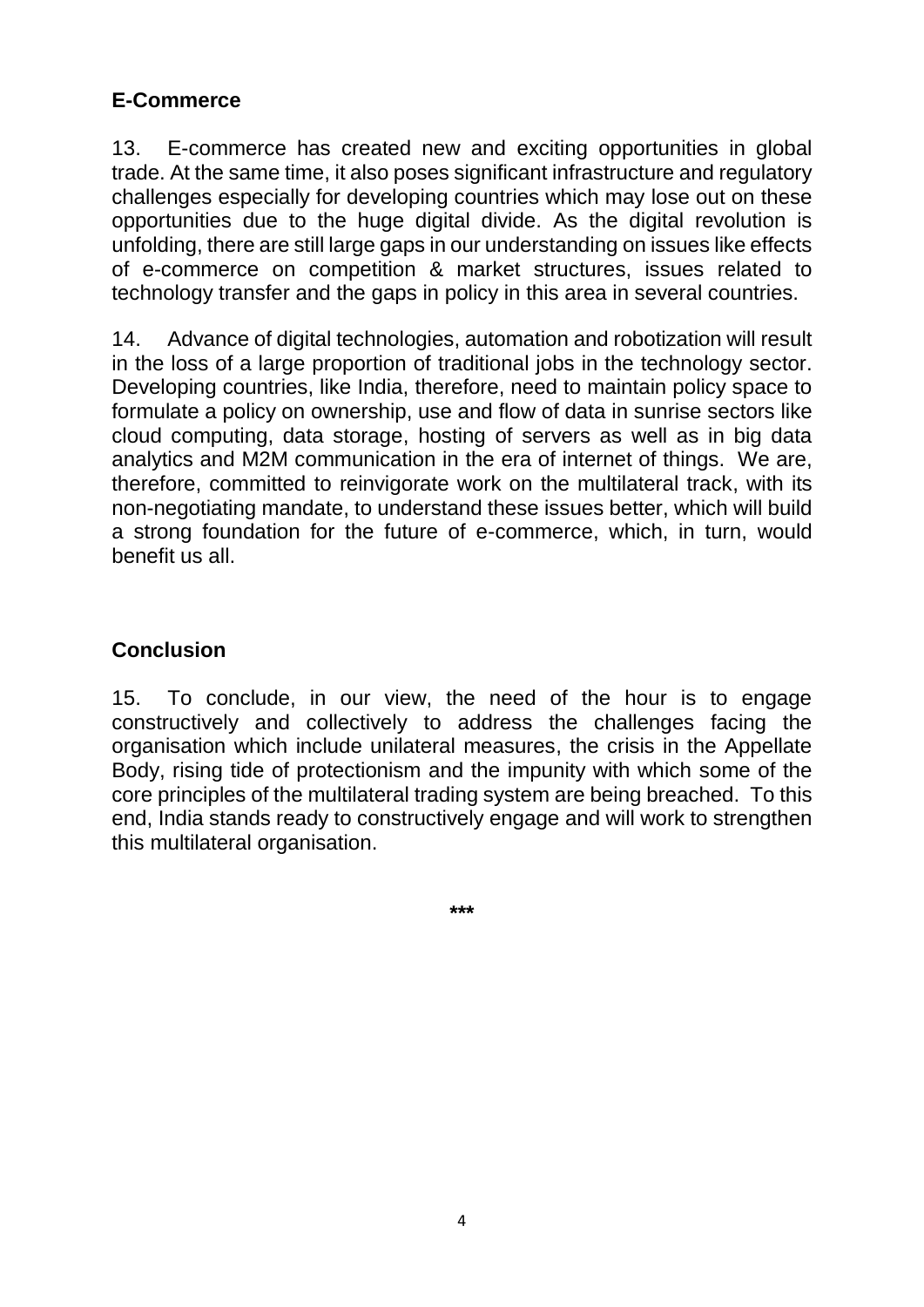## E-Commerce

13. E-commerce has created new and exciting opportunities in global trade. At the same time, it also poses significant infrastructure and regulatory challenges especially for developing countries which may lose out on these opportunities due to the huge digital divide. As the digital revolution is unfolding, there are still large gaps in our understanding on issues like effects of e-commerce on competition & market structures, issues related to technology transfer and the gaps in policy in this area in several countries.

14. Advance of digital technologies, automation and robotization will result in the loss of a large proportion of traditional jobs in the technology sector. Developing countries, like India, therefore, need to maintain policy space to formulate a policy on ownership, use and flow of data in sunrise sectors like cloud computing, data storage, hosting of servers as well as in big data analytics and M2M communication in the era of internet of things. We are, therefore, committed to reinvigorate work on the multilateral track, with its non-negotiating mandate, to understand these issues better, which will build a strong foundation for the future of e-commerce, which, in turn, would benefit us all.

## Conclusion

15. To conclude, in our view, the need of the hour is to engage constructively and collectively to address the challenges facing the organisation which include unilateral measures, the crisis in the Appellate Body, rising tide of protectionism and the impunity with which some of the core principles of the multilateral trading system are being breached. To this end, India stands ready to constructively engage and will work to strengthen this multilateral organisation.

***